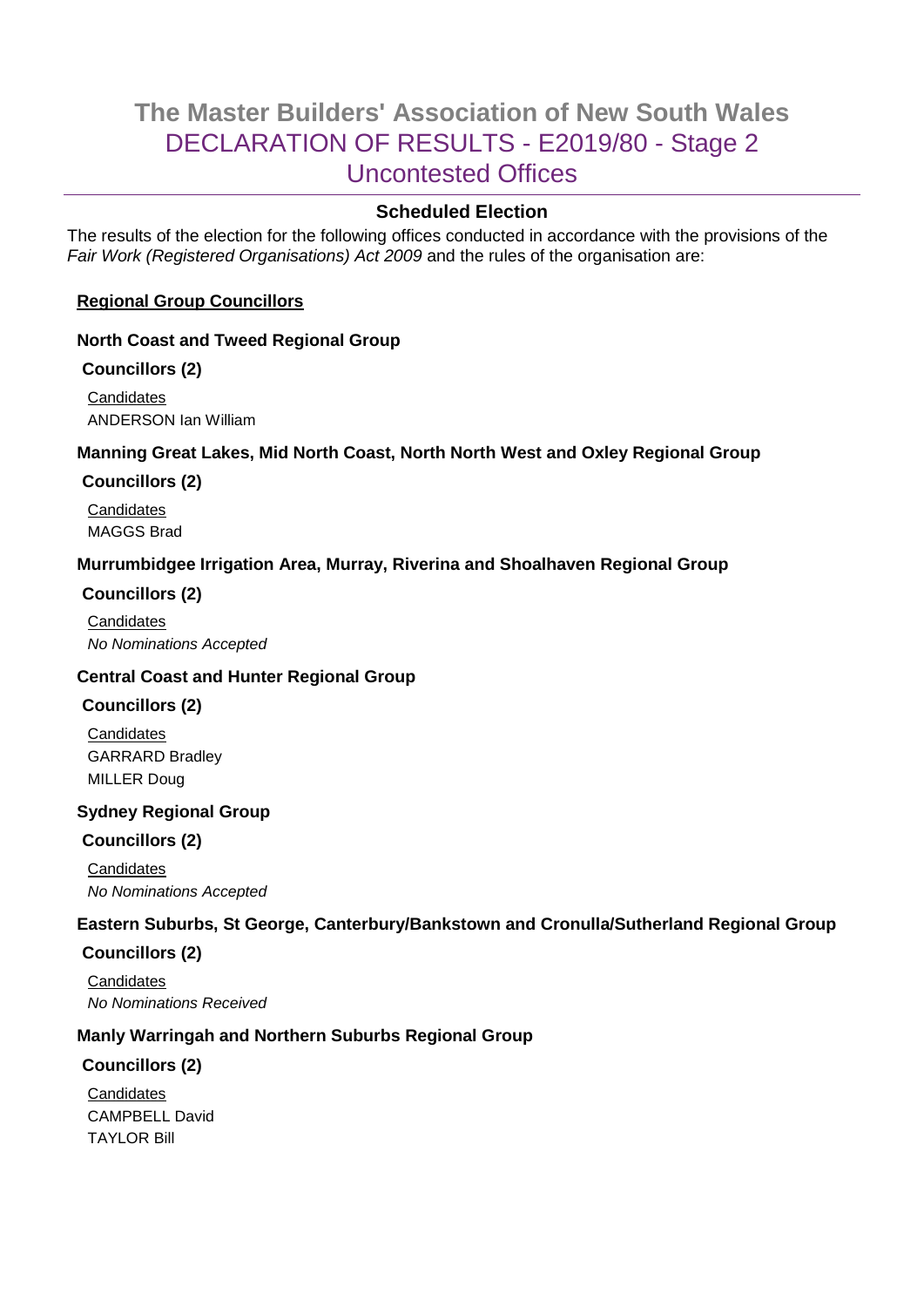# The Master Builders' Association of New South Wales

## DECLARATION OF RESULTS - E2019/80 - Stage 2

## Uncontested Offices

---

### Scheduled Election

The results of the election for the following offices conducted in accordance with the provisions of the *Fair Work (Registered Organisations) Act 2009* and the rules of the organisation are:

**Regional Group Councillors**

**North Coast and Tweed Regional Group**

**Councillors (2)**

Candidates
ANDERSON Ian William

**Manning Great Lakes, Mid North Coast, North North West and Oxley Regional Group**

**Councillors (2)**

Candidates
MAGGS Brad

**Murrumbidgee Irrigation Area, Murray, Riverina and Shoalhaven Regional Group**

**Councillors (2)**

Candidates
*No Nominations Accepted*

**Central Coast and Hunter Regional Group**

**Councillors (2)**

Candidates
GARRARD Bradley
MILLER Doug

**Sydney Regional Group**

**Councillors (2)**

Candidates
*No Nominations Accepted*

**Eastern Suburbs, St George, Canterbury/Bankstown and Cronulla/Sutherland Regional Group**

**Councillors (2)**

Candidates
*No Nominations Received*

**Manly Warringah and Northern Suburbs Regional Group**

**Councillors (2)**

Candidates
CAMPBELL David
TAYLOR Bill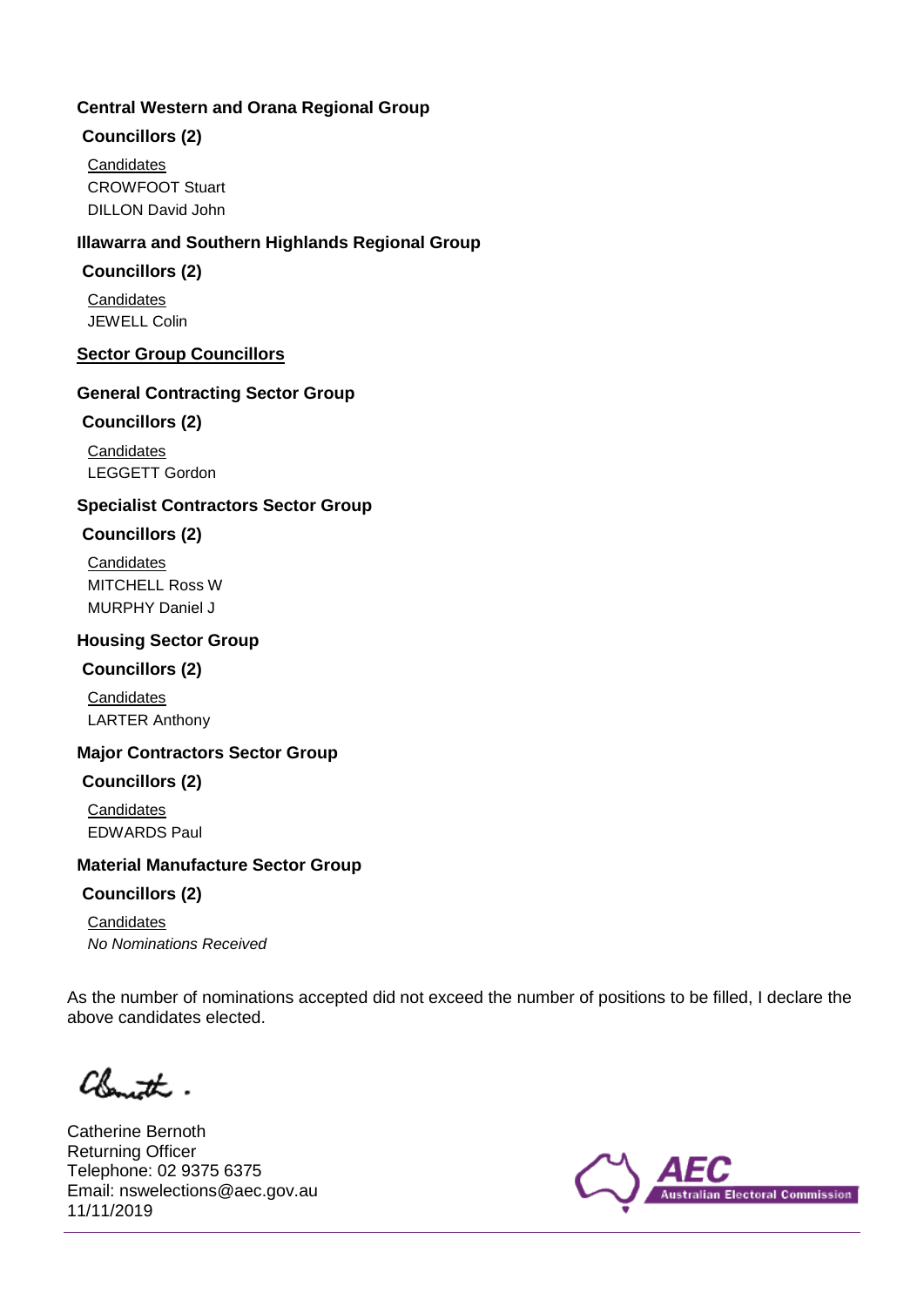### Central Western and Orana Regional Group

#### Councillors (2)

Candidates
CROWFOOT Stuart
DILLON David John

### Illawarra and Southern Highlands Regional Group

#### Councillors (2)

Candidates
JEWELL Colin

## Sector Group Councillors

### General Contracting Sector Group

#### Councillors (2)

Candidates
LEGGETT Gordon

### Specialist Contractors Sector Group

#### Councillors (2)

Candidates
MITCHELL Ross W
MURPHY Daniel J

### Housing Sector Group

#### Councillors (2)

Candidates
LARTER Anthony

### Major Contractors Sector Group

#### Councillors (2)

Candidates
EDWARDS Paul

### Material Manufacture Sector Group

#### Councillors (2)

Candidates
*No Nominations Received*

As the number of nominations accepted did not exceed the number of positions to be filled, I declare the above candidates elected.

Catherine Bernoth
Returning Officer
Telephone: 02 9375 6375
Email: nswelections@aec.gov.au
11/11/2019

AEC Australian Electoral Commission